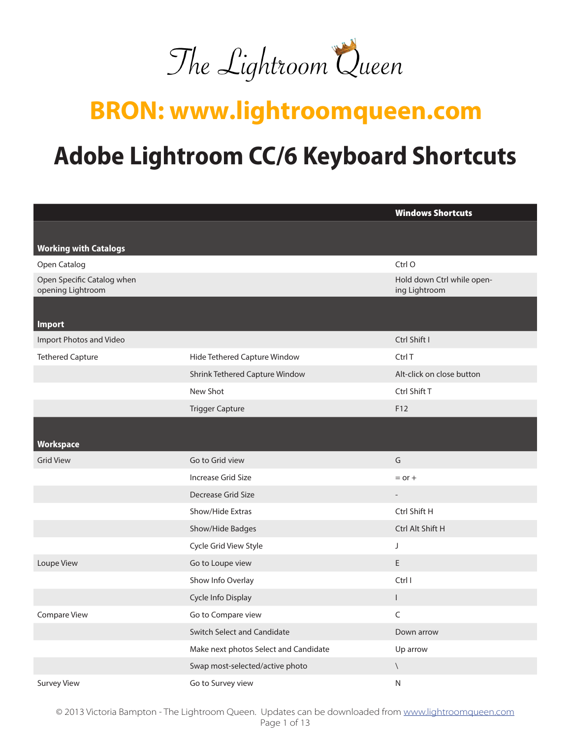# The Lightroom Queen

## BRON: www.lightroomqueen.com

# Adobe Lightroom CC/6 Keyboard Shortcuts

| | | Windows Shortcuts |
|---|---|---|
| **Working with Catalogs** | | |
| Open Catalog | | Ctrl O |
| Open Specific Catalog when opening Lightroom | | Hold down Ctrl while opening Lightroom |
| **Import** | | |
| Import Photos and Video | | Ctrl Shift I |
| Tethered Capture | Hide Tethered Capture Window | Ctrl T |
| | Shrink Tethered Capture Window | Alt-click on close button |
| | New Shot | Ctrl Shift T |
| | Trigger Capture | F12 |
| **Workspace** | | |
| Grid View | Go to Grid view | G |
| | Increase Grid Size | = or + |
| | Decrease Grid Size | - |
| | Show/Hide Extras | Ctrl Shift H |
| | Show/Hide Badges | Ctrl Alt Shift H |
| | Cycle Grid View Style | J |
| Loupe View | Go to Loupe view | E |
| | Show Info Overlay | Ctrl I |
| | Cycle Info Display | I |
| Compare View | Go to Compare view | C |
| | Switch Select and Candidate | Down arrow |
| | Make next photos Select and Candidate | Up arrow |
| | Swap most-selected/active photo | \ |
| Survey View | Go to Survey view | N |

© 2013 Victoria Bampton - The Lightroom Queen. Updates can be downloaded from www.lightroomqueen.com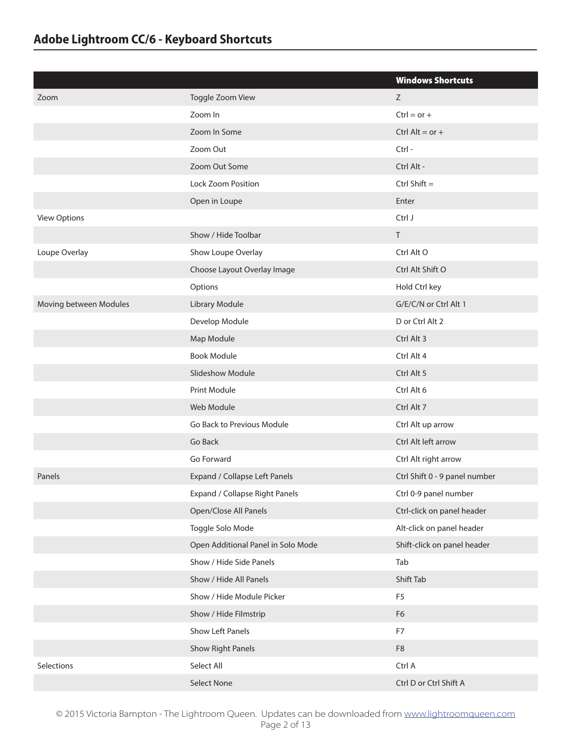## Adobe Lightroom CC/6 - Keyboard Shortcuts

| | | Windows Shortcuts |
|---|---|---|
| Zoom | Toggle Zoom View | Z |
| | Zoom In | Ctrl = or + |
| | Zoom In Some | Ctrl Alt = or + |
| | Zoom Out | Ctrl - |
| | Zoom Out Some | Ctrl Alt - |
| | Lock Zoom Position | Ctrl Shift = |
| | Open in Loupe | Enter |
| View Options | | Ctrl J |
| | Show / Hide Toolbar | T |
| Loupe Overlay | Show Loupe Overlay | Ctrl Alt O |
| | Choose Layout Overlay Image | Ctrl Alt Shift O |
| | Options | Hold Ctrl key |
| Moving between Modules | Library Module | G/E/C/N or Ctrl Alt 1 |
| | Develop Module | D or Ctrl Alt 2 |
| | Map Module | Ctrl Alt 3 |
| | Book Module | Ctrl Alt 4 |
| | Slideshow Module | Ctrl Alt 5 |
| | Print Module | Ctrl Alt 6 |
| | Web Module | Ctrl Alt 7 |
| | Go Back to Previous Module | Ctrl Alt up arrow |
| | Go Back | Ctrl Alt left arrow |
| | Go Forward | Ctrl Alt right arrow |
| Panels | Expand / Collapse Left Panels | Ctrl Shift 0 - 9 panel number |
| | Expand / Collapse Right Panels | Ctrl 0-9 panel number |
| | Open/Close All Panels | Ctrl-click on panel header |
| | Toggle Solo Mode | Alt-click on panel header |
| | Open Additional Panel in Solo Mode | Shift-click on panel header |
| | Show / Hide Side Panels | Tab |
| | Show / Hide All Panels | Shift Tab |
| | Show / Hide Module Picker | F5 |
| | Show / Hide Filmstrip | F6 |
| | Show Left Panels | F7 |
| | Show Right Panels | F8 |
| Selections | Select All | Ctrl A |
| | Select None | Ctrl D or Ctrl Shift A |

© 2015 Victoria Bampton - The Lightroom Queen. Updates can be downloaded from www.lightroomqueen.com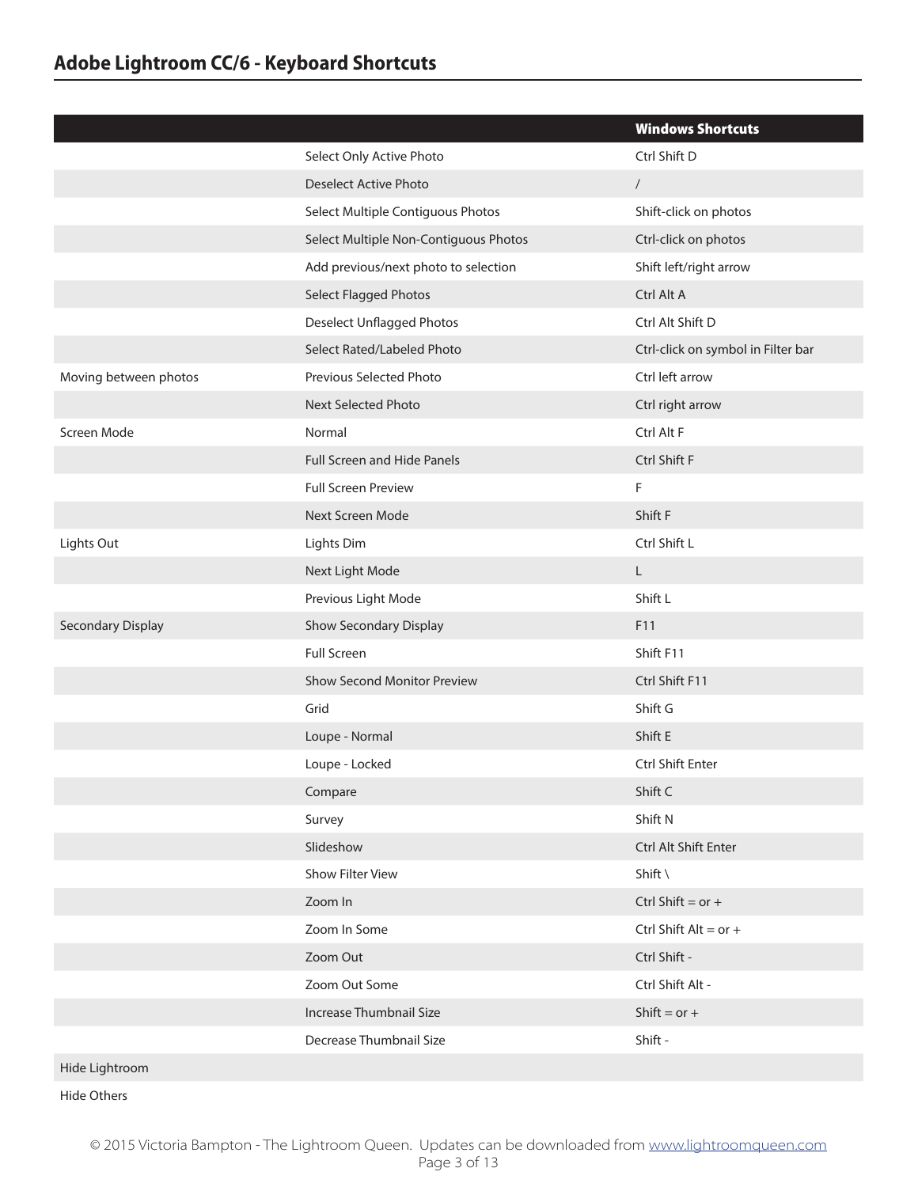## Adobe Lightroom CC/6 - Keyboard Shortcuts

| | | **Windows Shortcuts** |
|---|---|---|
| | Select Only Active Photo | Ctrl Shift D |
| | Deselect Active Photo | / |
| | Select Multiple Contiguous Photos | Shift-click on photos |
| | Select Multiple Non-Contiguous Photos | Ctrl-click on photos |
| | Add previous/next photo to selection | Shift left/right arrow |
| | Select Flagged Photos | Ctrl Alt A |
| | Deselect Unflagged Photos | Ctrl Alt Shift D |
| | Select Rated/Labeled Photo | Ctrl-click on symbol in Filter bar |
| Moving between photos | Previous Selected Photo | Ctrl left arrow |
| | Next Selected Photo | Ctrl right arrow |
| Screen Mode | Normal | Ctrl Alt F |
| | Full Screen and Hide Panels | Ctrl Shift F |
| | Full Screen Preview | F |
| | Next Screen Mode | Shift F |
| Lights Out | Lights Dim | Ctrl Shift L |
| | Next Light Mode | L |
| | Previous Light Mode | Shift L |
| Secondary Display | Show Secondary Display | F11 |
| | Full Screen | Shift F11 |
| | Show Second Monitor Preview | Ctrl Shift F11 |
| | Grid | Shift G |
| | Loupe - Normal | Shift E |
| | Loupe - Locked | Ctrl Shift Enter |
| | Compare | Shift C |
| | Survey | Shift N |
| | Slideshow | Ctrl Alt Shift Enter |
| | Show Filter View | Shift \ |
| | Zoom In | Ctrl Shift = or + |
| | Zoom In Some | Ctrl Shift Alt = or + |
| | Zoom Out | Ctrl Shift - |
| | Zoom Out Some | Ctrl Shift Alt - |
| | Increase Thumbnail Size | Shift = or + |
| | Decrease Thumbnail Size | Shift - |
| Hide Lightroom | | |
| Hide Others | | |

© 2015 Victoria Bampton - The Lightroom Queen. Updates can be downloaded from www.lightroomqueen.com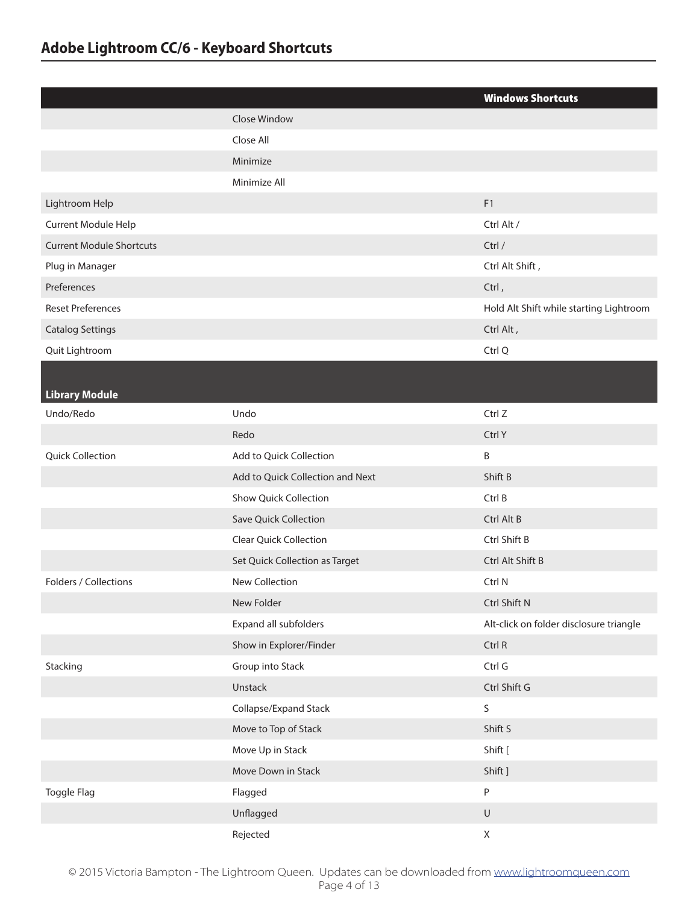## Adobe Lightroom CC/6 - Keyboard Shortcuts

| | | Windows Shortcuts |
|---|---|---|
| | Close Window | |
| | Close All | |
| | Minimize | |
| | Minimize All | |
| Lightroom Help | | F1 |
| Current Module Help | | Ctrl Alt / |
| Current Module Shortcuts | | Ctrl / |
| Plug in Manager | | Ctrl Alt Shift , |
| Preferences | | Ctrl , |
| Reset Preferences | | Hold Alt Shift while starting Lightroom |
| Catalog Settings | | Ctrl Alt , |
| Quit Lightroom | | Ctrl Q |
| **Library Module** | | |
| Undo/Redo | Undo | Ctrl Z |
| | Redo | Ctrl Y |
| Quick Collection | Add to Quick Collection | B |
| | Add to Quick Collection and Next | Shift B |
| | Show Quick Collection | Ctrl B |
| | Save Quick Collection | Ctrl Alt B |
| | Clear Quick Collection | Ctrl Shift B |
| | Set Quick Collection as Target | Ctrl Alt Shift B |
| Folders / Collections | New Collection | Ctrl N |
| | New Folder | Ctrl Shift N |
| | Expand all subfolders | Alt-click on folder disclosure triangle |
| | Show in Explorer/Finder | Ctrl R |
| Stacking | Group into Stack | Ctrl G |
| | Unstack | Ctrl Shift G |
| | Collapse/Expand Stack | S |
| | Move to Top of Stack | Shift S |
| | Move Up in Stack | Shift [ |
| | Move Down in Stack | Shift ] |
| Toggle Flag | Flagged | P |
| | Unflagged | U |
| | Rejected | X |

© 2015 Victoria Bampton - The Lightroom Queen. Updates can be downloaded from www.lightroomqueen.com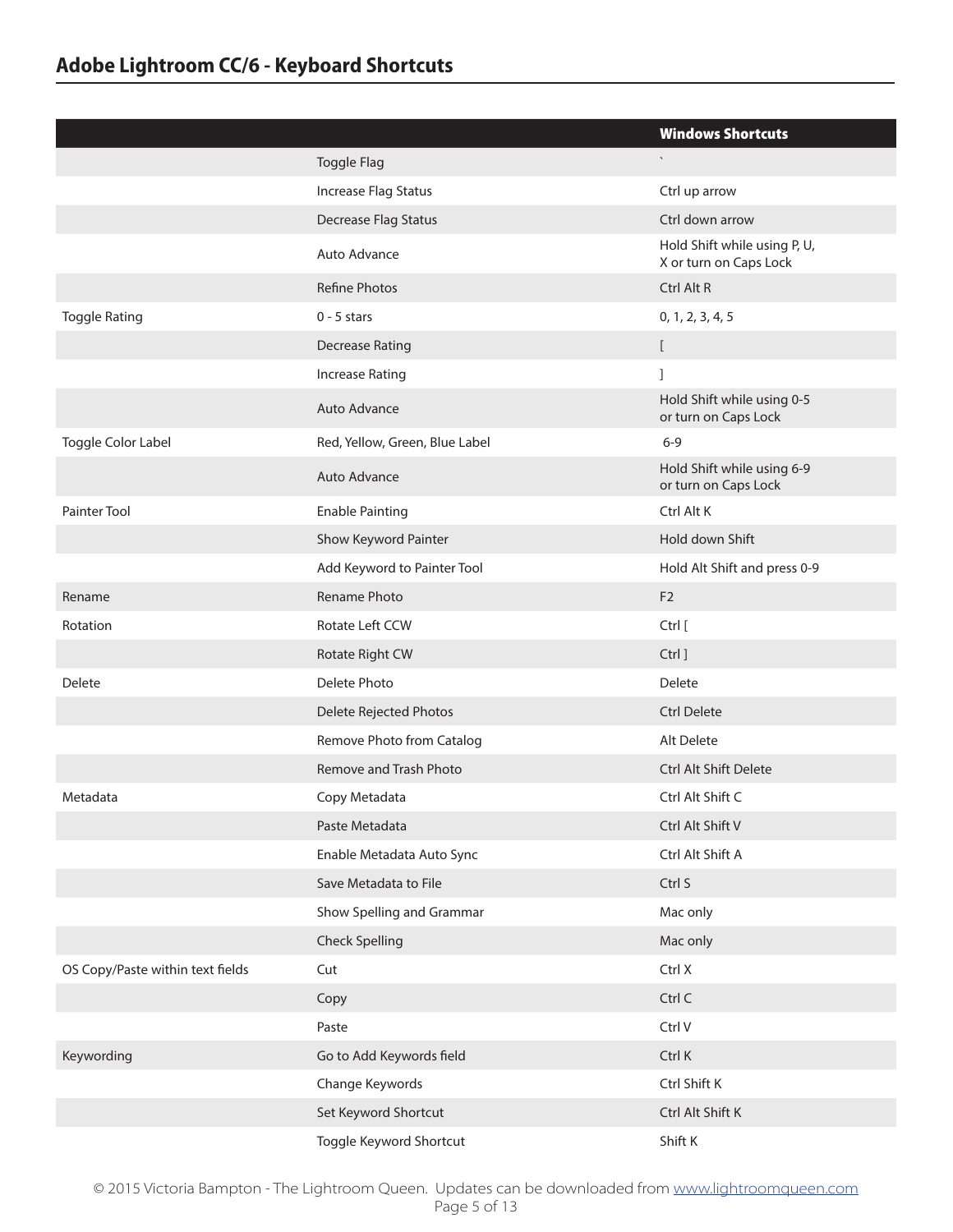## Adobe Lightroom CC/6 - Keyboard Shortcuts

| | | Windows Shortcuts |
|---|---|---|
| | Toggle Flag | ` |
| | Increase Flag Status | Ctrl up arrow |
| | Decrease Flag Status | Ctrl down arrow |
| | Auto Advance | Hold Shift while using P, U, X or turn on Caps Lock |
| | Refine Photos | Ctrl Alt R |
| Toggle Rating | 0 - 5 stars | 0, 1, 2, 3, 4, 5 |
| | Decrease Rating | [ |
| | Increase Rating | ] |
| | Auto Advance | Hold Shift while using 0-5 or turn on Caps Lock |
| Toggle Color Label | Red, Yellow, Green, Blue Label | 6-9 |
| | Auto Advance | Hold Shift while using 6-9 or turn on Caps Lock |
| Painter Tool | Enable Painting | Ctrl Alt K |
| | Show Keyword Painter | Hold down Shift |
| | Add Keyword to Painter Tool | Hold Alt Shift and press 0-9 |
| Rename | Rename Photo | F2 |
| Rotation | Rotate Left CCW | Ctrl [ |
| | Rotate Right CW | Ctrl ] |
| Delete | Delete Photo | Delete |
| | Delete Rejected Photos | Ctrl Delete |
| | Remove Photo from Catalog | Alt Delete |
| | Remove and Trash Photo | Ctrl Alt Shift Delete |
| Metadata | Copy Metadata | Ctrl Alt Shift C |
| | Paste Metadata | Ctrl Alt Shift V |
| | Enable Metadata Auto Sync | Ctrl Alt Shift A |
| | Save Metadata to File | Ctrl S |
| | Show Spelling and Grammar | Mac only |
| | Check Spelling | Mac only |
| OS Copy/Paste within text fields | Cut | Ctrl X |
| | Copy | Ctrl C |
| | Paste | Ctrl V |
| Keywording | Go to Add Keywords field | Ctrl K |
| | Change Keywords | Ctrl Shift K |
| | Set Keyword Shortcut | Ctrl Alt Shift K |
| | Toggle Keyword Shortcut | Shift K |

© 2015 Victoria Bampton - The Lightroom Queen. Updates can be downloaded from www.lightroomqueen.com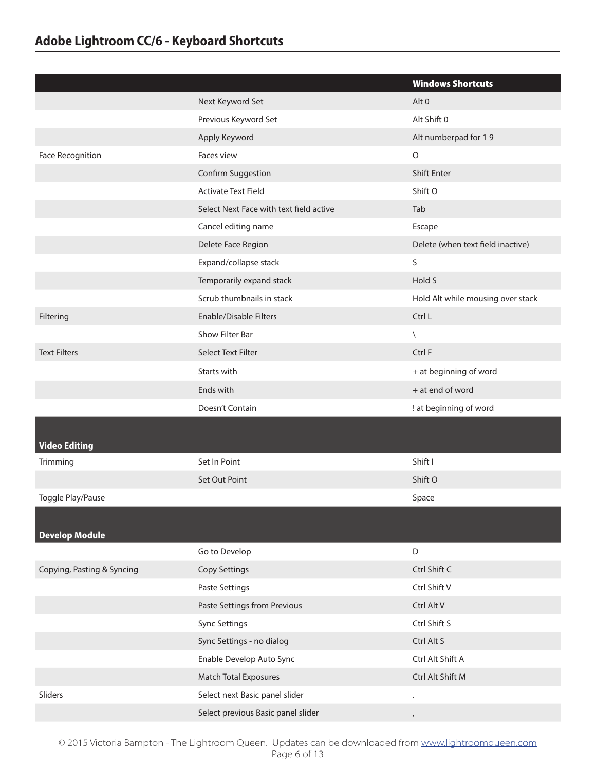| | | Windows Shortcuts |
|---|---|---|
| | Next Keyword Set | Alt 0 |
| | Previous Keyword Set | Alt Shift 0 |
| | Apply Keyword | Alt numberpad for 1 9 |
| Face Recognition | Faces view | O |
| | Confirm Suggestion | Shift Enter |
| | Activate Text Field | Shift O |
| | Select Next Face with text field active | Tab |
| | Cancel editing name | Escape |
| | Delete Face Region | Delete (when text field inactive) |
| | Expand/collapse stack | S |
| | Temporarily expand stack | Hold S |
| | Scrub thumbnails in stack | Hold Alt while mousing over stack |
| Filtering | Enable/Disable Filters | Ctrl L |
| | Show Filter Bar | \ |
| Text Filters | Select Text Filter | Ctrl F |
| | Starts with | + at beginning of word |
| | Ends with | + at end of word |
| | Doesn't Contain | ! at beginning of word |
| **Video Editing** | | |
| Trimming | Set In Point | Shift I |
| | Set Out Point | Shift O |
| Toggle Play/Pause | | Space |
| **Develop Module** | | |
| | Go to Develop | D |
| Copying, Pasting & Syncing | Copy Settings | Ctrl Shift C |
| | Paste Settings | Ctrl Shift V |
| | Paste Settings from Previous | Ctrl Alt V |
| | Sync Settings | Ctrl Shift S |
| | Sync Settings - no dialog | Ctrl Alt S |
| | Enable Develop Auto Sync | Ctrl Alt Shift A |
| | Match Total Exposures | Ctrl Alt Shift M |
| Sliders | Select next Basic panel slider | . |
| | Select previous Basic panel slider | , |

© 2015 Victoria Bampton - The Lightroom Queen. Updates can be downloaded from www.lightroomqueen.com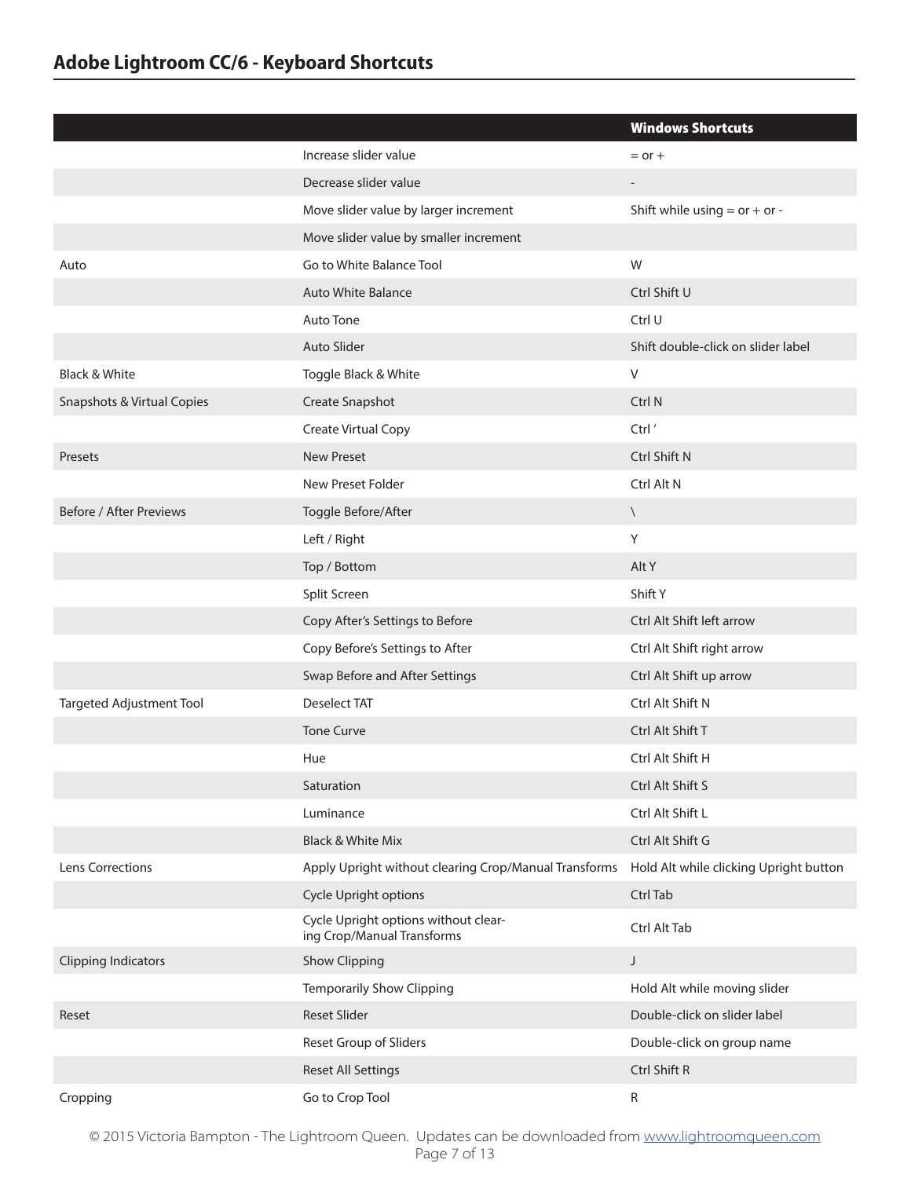## Adobe Lightroom CC/6 - Keyboard Shortcuts

| | | Windows Shortcuts |
|---|---|---|
| | Increase slider value | = or + |
| | Decrease slider value | - |
| | Move slider value by larger increment | Shift while using = or + or - |
| | Move slider value by smaller increment | |
| Auto | Go to White Balance Tool | W |
| | Auto White Balance | Ctrl Shift U |
| | Auto Tone | Ctrl U |
| | Auto Slider | Shift double-click on slider label |
| Black & White | Toggle Black & White | V |
| Snapshots & Virtual Copies | Create Snapshot | Ctrl N |
| | Create Virtual Copy | Ctrl ' |
| Presets | New Preset | Ctrl Shift N |
| | New Preset Folder | Ctrl Alt N |
| Before / After Previews | Toggle Before/After | \ |
| | Left / Right | Y |
| | Top / Bottom | Alt Y |
| | Split Screen | Shift Y |
| | Copy After's Settings to Before | Ctrl Alt Shift left arrow |
| | Copy Before's Settings to After | Ctrl Alt Shift right arrow |
| | Swap Before and After Settings | Ctrl Alt Shift up arrow |
| Targeted Adjustment Tool | Deselect TAT | Ctrl Alt Shift N |
| | Tone Curve | Ctrl Alt Shift T |
| | Hue | Ctrl Alt Shift H |
| | Saturation | Ctrl Alt Shift S |
| | Luminance | Ctrl Alt Shift L |
| | Black & White Mix | Ctrl Alt Shift G |
| Lens Corrections | Apply Upright without clearing Crop/Manual Transforms | Hold Alt while clicking Upright button |
| | Cycle Upright options | Ctrl Tab |
| | Cycle Upright options without clearing Crop/Manual Transforms | Ctrl Alt Tab |
| Clipping Indicators | Show Clipping | J |
| | Temporarily Show Clipping | Hold Alt while moving slider |
| Reset | Reset Slider | Double-click on slider label |
| | Reset Group of Sliders | Double-click on group name |
| | Reset All Settings | Ctrl Shift R |
| Cropping | Go to Crop Tool | R |

© 2015 Victoria Bampton - The Lightroom Queen. Updates can be downloaded from www.lightroomqueen.com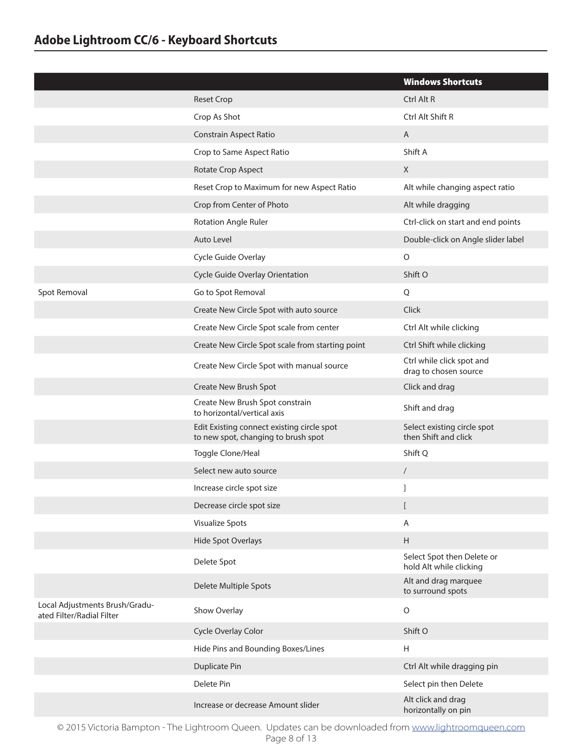## Adobe Lightroom CC/6 - Keyboard Shortcuts

| | | Windows Shortcuts |
|---|---|---|
| | Reset Crop | Ctrl Alt R |
| | Crop As Shot | Ctrl Alt Shift R |
| | Constrain Aspect Ratio | A |
| | Crop to Same Aspect Ratio | Shift A |
| | Rotate Crop Aspect | X |
| | Reset Crop to Maximum for new Aspect Ratio | Alt while changing aspect ratio |
| | Crop from Center of Photo | Alt while dragging |
| | Rotation Angle Ruler | Ctrl-click on start and end points |
| | Auto Level | Double-click on Angle slider label |
| | Cycle Guide Overlay | O |
| | Cycle Guide Overlay Orientation | Shift O |
| Spot Removal | Go to Spot Removal | Q |
| | Create New Circle Spot with auto source | Click |
| | Create New Circle Spot scale from center | Ctrl Alt while clicking |
| | Create New Circle Spot scale from starting point | Ctrl Shift while clicking |
| | Create New Circle Spot with manual source | Ctrl while click spot and drag to chosen source |
| | Create New Brush Spot | Click and drag |
| | Create New Brush Spot constrain to horizontal/vertical axis | Shift and drag |
| | Edit Existing connect existing circle spot to new spot, changing to brush spot | Select existing circle spot then Shift and click |
| | Toggle Clone/Heal | Shift Q |
| | Select new auto source | / |
| | Increase circle spot size | ] |
| | Decrease circle spot size | [ |
| | Visualize Spots | A |
| | Hide Spot Overlays | H |
| | Delete Spot | Select Spot then Delete or hold Alt while clicking |
| | Delete Multiple Spots | Alt and drag marquee to surround spots |
| Local Adjustments Brush/Graduated Filter/Radial Filter | Show Overlay | O |
| | Cycle Overlay Color | Shift O |
| | Hide Pins and Bounding Boxes/Lines | H |
| | Duplicate Pin | Ctrl Alt while dragging pin |
| | Delete Pin | Select pin then Delete |
| | Increase or decrease Amount slider | Alt click and drag horizontally on pin |

© 2015 Victoria Bampton - The Lightroom Queen. Updates can be downloaded from www.lightroomqueen.com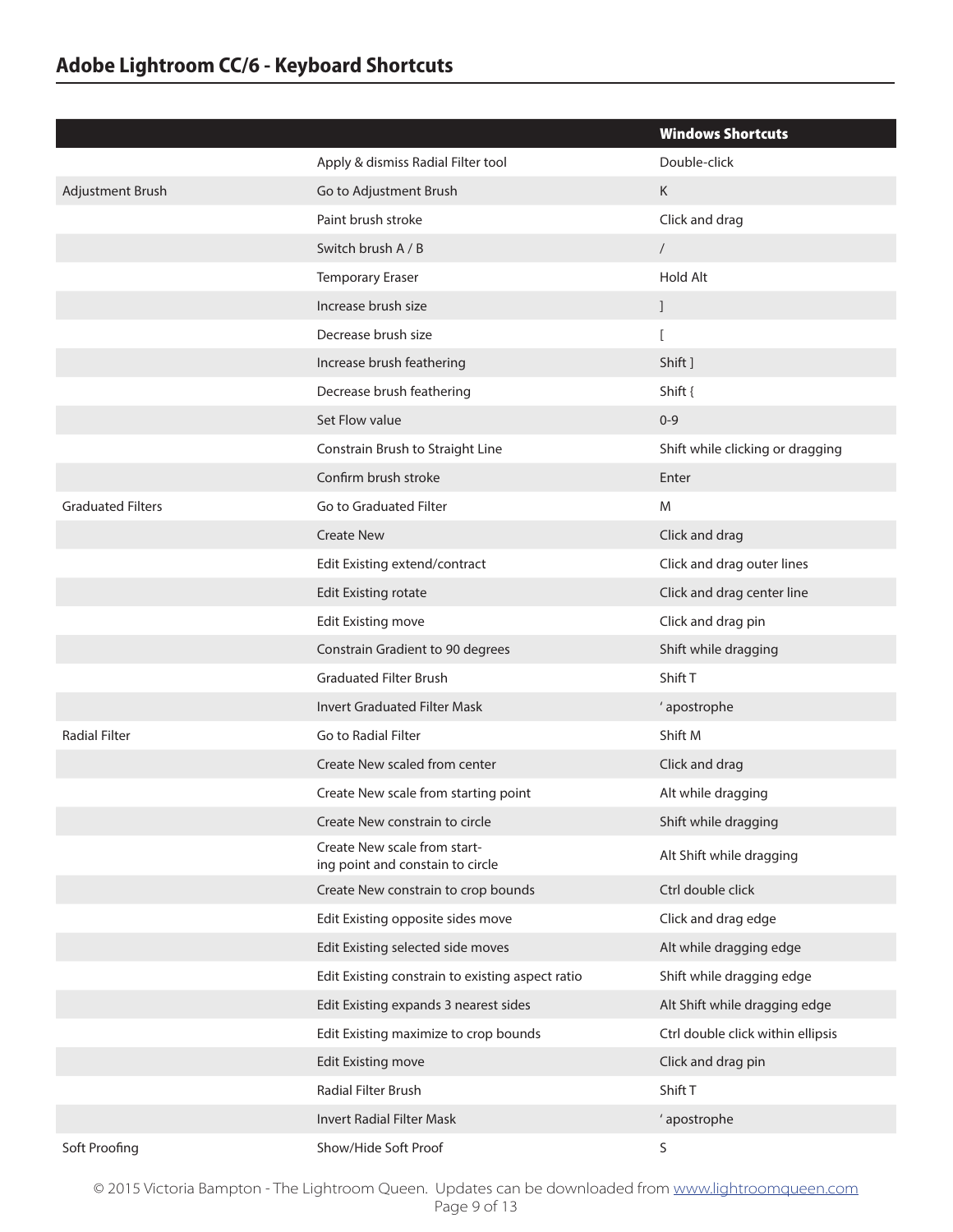## Adobe Lightroom CC/6 - Keyboard Shortcuts

| | | Windows Shortcuts |
|---|---|---|
| | Apply & dismiss Radial Filter tool | Double-click |
| Adjustment Brush | Go to Adjustment Brush | K |
| | Paint brush stroke | Click and drag |
| | Switch brush A / B | / |
| | Temporary Eraser | Hold Alt |
| | Increase brush size | ] |
| | Decrease brush size | [ |
| | Increase brush feathering | Shift ] |
| | Decrease brush feathering | Shift { |
| | Set Flow value | 0-9 |
| | Constrain Brush to Straight Line | Shift while clicking or dragging |
| | Confirm brush stroke | Enter |
| Graduated Filters | Go to Graduated Filter | M |
| | Create New | Click and drag |
| | Edit Existing extend/contract | Click and drag outer lines |
| | Edit Existing rotate | Click and drag center line |
| | Edit Existing move | Click and drag pin |
| | Constrain Gradient to 90 degrees | Shift while dragging |
| | Graduated Filter Brush | Shift T |
| | Invert Graduated Filter Mask | ' apostrophe |
| Radial Filter | Go to Radial Filter | Shift M |
| | Create New scaled from center | Click and drag |
| | Create New scale from starting point | Alt while dragging |
| | Create New constrain to circle | Shift while dragging |
| | Create New scale from starting point and constrain to circle | Alt Shift while dragging |
| | Create New constrain to crop bounds | Ctrl double click |
| | Edit Existing opposite sides move | Click and drag edge |
| | Edit Existing selected side moves | Alt while dragging edge |
| | Edit Existing constrain to existing aspect ratio | Shift while dragging edge |
| | Edit Existing expands 3 nearest sides | Alt Shift while dragging edge |
| | Edit Existing maximize to crop bounds | Ctrl double click within ellipsis |
| | Edit Existing move | Click and drag pin |
| | Radial Filter Brush | Shift T |
| | Invert Radial Filter Mask | ' apostrophe |
| Soft Proofing | Show/Hide Soft Proof | S |

© 2015 Victoria Bampton - The Lightroom Queen. Updates can be downloaded from www.lightroomqueen.com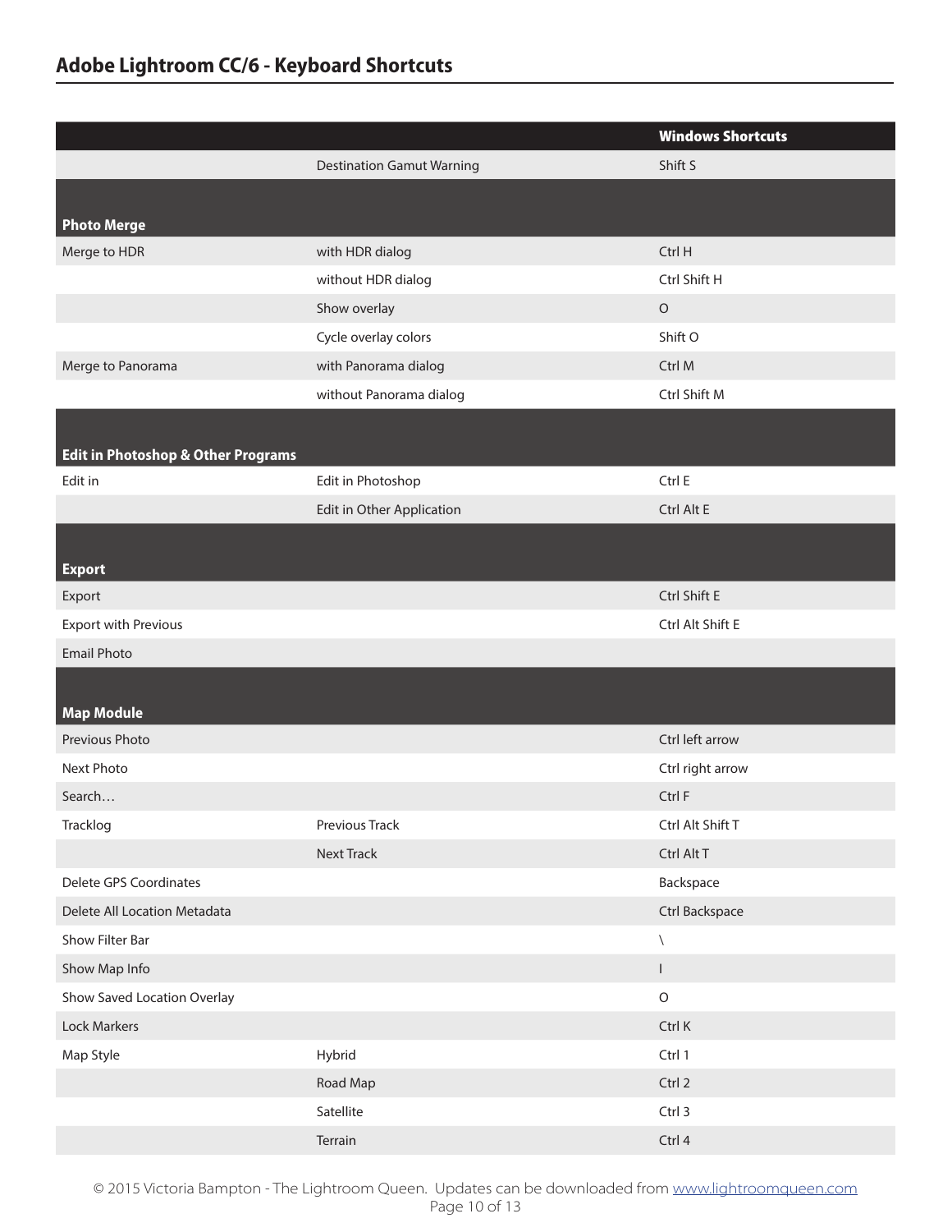## Adobe Lightroom CC/6 - Keyboard Shortcuts

| | | Windows Shortcuts |
|---|---|---|
| | Destination Gamut Warning | Shift S |
| **Photo Merge** | | |
| Merge to HDR | with HDR dialog | Ctrl H |
| | without HDR dialog | Ctrl Shift H |
| | Show overlay | O |
| | Cycle overlay colors | Shift O |
| Merge to Panorama | with Panorama dialog | Ctrl M |
| | without Panorama dialog | Ctrl Shift M |
| **Edit in Photoshop & Other Programs** | | |
| Edit in | Edit in Photoshop | Ctrl E |
| | Edit in Other Application | Ctrl Alt E |
| **Export** | | |
| Export | | Ctrl Shift E |
| Export with Previous | | Ctrl Alt Shift E |
| Email Photo | | |
| **Map Module** | | |
| Previous Photo | | Ctrl left arrow |
| Next Photo | | Ctrl right arrow |
| Search… | | Ctrl F |
| Tracklog | Previous Track | Ctrl Alt Shift T |
| | Next Track | Ctrl Alt T |
| Delete GPS Coordinates | | Backspace |
| Delete All Location Metadata | | Ctrl Backspace |
| Show Filter Bar | | \ |
| Show Map Info | | I |
| Show Saved Location Overlay | | O |
| Lock Markers | | Ctrl K |
| Map Style | Hybrid | Ctrl 1 |
| | Road Map | Ctrl 2 |
| | Satellite | Ctrl 3 |
| | Terrain | Ctrl 4 |

© 2015 Victoria Bampton - The Lightroom Queen. Updates can be downloaded from www.lightroomqueen.com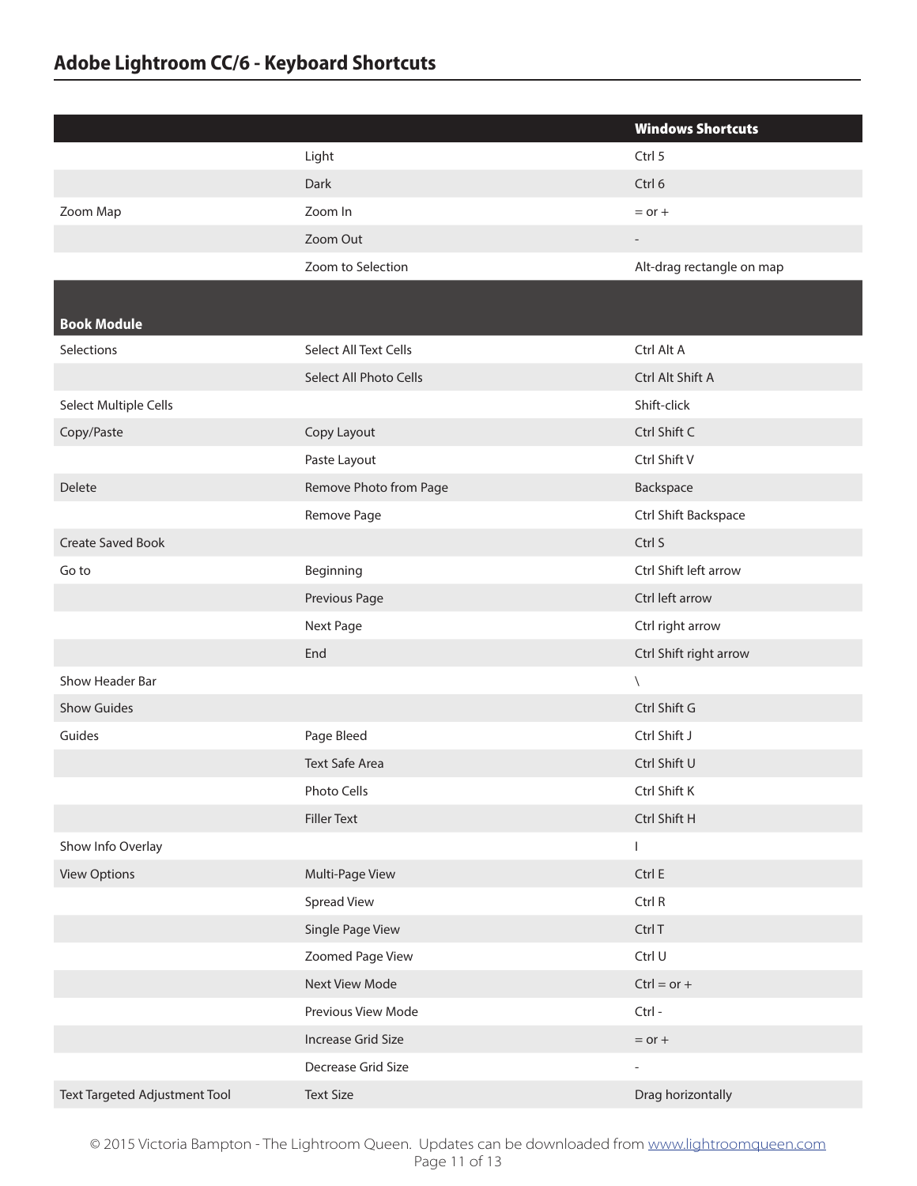## Adobe Lightroom CC/6 - Keyboard Shortcuts

| | | Windows Shortcuts |
|---|---|---|
| | Light | Ctrl 5 |
| | Dark | Ctrl 6 |
| Zoom Map | Zoom In | = or + |
| | Zoom Out | - |
| | Zoom to Selection | Alt-drag rectangle on map |
| **Book Module** | | |
| Selections | Select All Text Cells | Ctrl Alt A |
| | Select All Photo Cells | Ctrl Alt Shift A |
| Select Multiple Cells | | Shift-click |
| Copy/Paste | Copy Layout | Ctrl Shift C |
| | Paste Layout | Ctrl Shift V |
| Delete | Remove Photo from Page | Backspace |
| | Remove Page | Ctrl Shift Backspace |
| Create Saved Book | | Ctrl S |
| Go to | Beginning | Ctrl Shift left arrow |
| | Previous Page | Ctrl left arrow |
| | Next Page | Ctrl right arrow |
| | End | Ctrl Shift right arrow |
| Show Header Bar | | \ |
| Show Guides | | Ctrl Shift G |
| Guides | Page Bleed | Ctrl Shift J |
| | Text Safe Area | Ctrl Shift U |
| | Photo Cells | Ctrl Shift K |
| | Filler Text | Ctrl Shift H |
| Show Info Overlay | | I |
| View Options | Multi-Page View | Ctrl E |
| | Spread View | Ctrl R |
| | Single Page View | Ctrl T |
| | Zoomed Page View | Ctrl U |
| | Next View Mode | Ctrl = or + |
| | Previous View Mode | Ctrl - |
| | Increase Grid Size | = or + |
| | Decrease Grid Size | - |
| Text Targeted Adjustment Tool | Text Size | Drag horizontally |

© 2015 Victoria Bampton - The Lightroom Queen. Updates can be downloaded from [www.lightroomqueen.com](http://www.lightroomqueen.com)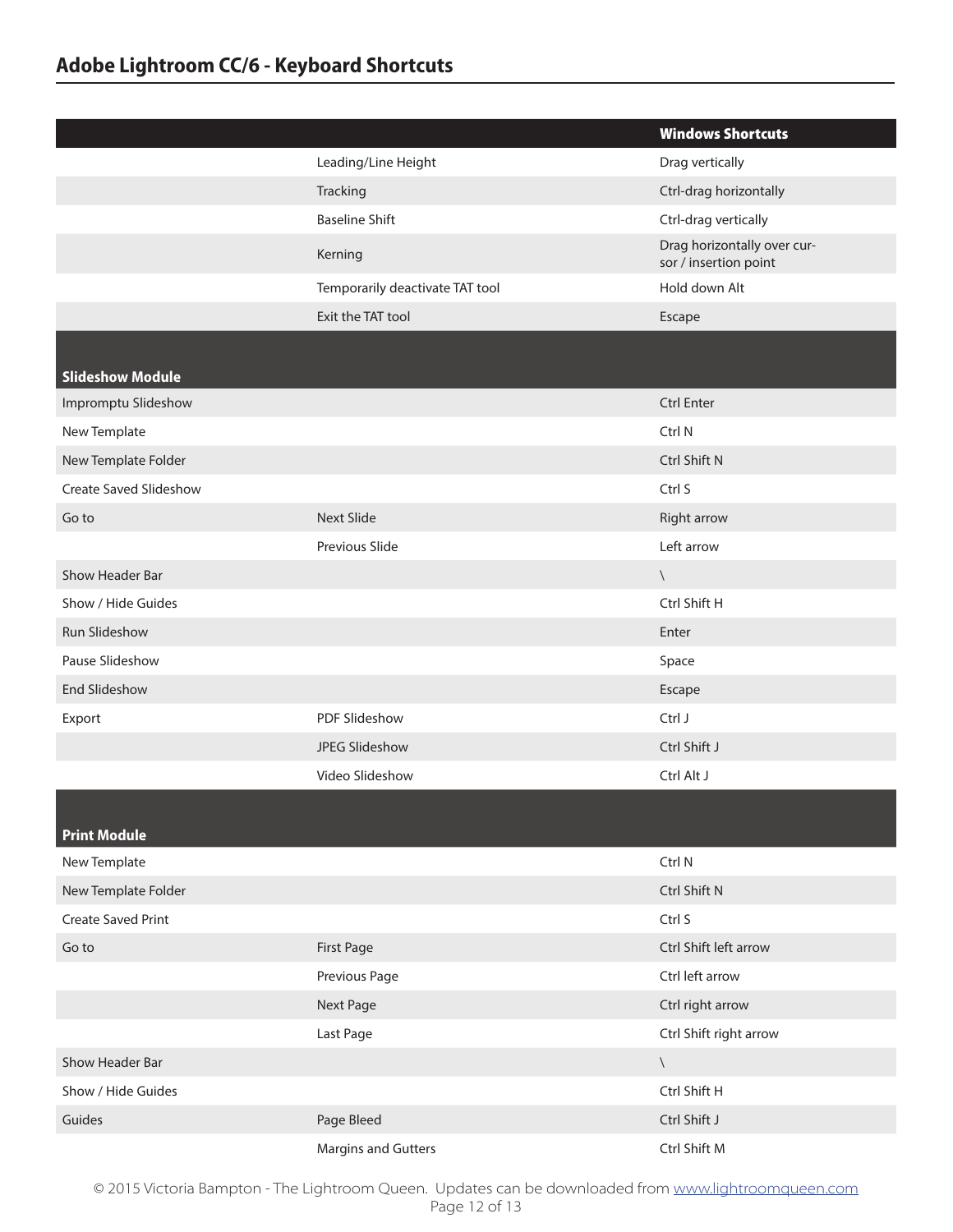| | | Windows Shortcuts |
|---|---|---|
| | Leading/Line Height | Drag vertically |
| | Tracking | Ctrl-drag horizontally |
| | Baseline Shift | Ctrl-drag vertically |
| | Kerning | Drag horizontally over cursor / insertion point |
| | Temporarily deactivate TAT tool | Hold down Alt |
| | Exit the TAT tool | Escape |
| **Slideshow Module** | | |
| Impromptu Slideshow | | Ctrl Enter |
| New Template | | Ctrl N |
| New Template Folder | | Ctrl Shift N |
| Create Saved Slideshow | | Ctrl S |
| Go to | Next Slide | Right arrow |
| | Previous Slide | Left arrow |
| Show Header Bar | | \ |
| Show / Hide Guides | | Ctrl Shift H |
| Run Slideshow | | Enter |
| Pause Slideshow | | Space |
| End Slideshow | | Escape |
| Export | PDF Slideshow | Ctrl J |
| | JPEG Slideshow | Ctrl Shift J |
| | Video Slideshow | Ctrl Alt J |
| **Print Module** | | |
| New Template | | Ctrl N |
| New Template Folder | | Ctrl Shift N |
| Create Saved Print | | Ctrl S |
| Go to | First Page | Ctrl Shift left arrow |
| | Previous Page | Ctrl left arrow |
| | Next Page | Ctrl right arrow |
| | Last Page | Ctrl Shift right arrow |
| Show Header Bar | | \ |
| Show / Hide Guides | | Ctrl Shift H |
| Guides | Page Bleed | Ctrl Shift J |
| | Margins and Gutters | Ctrl Shift M |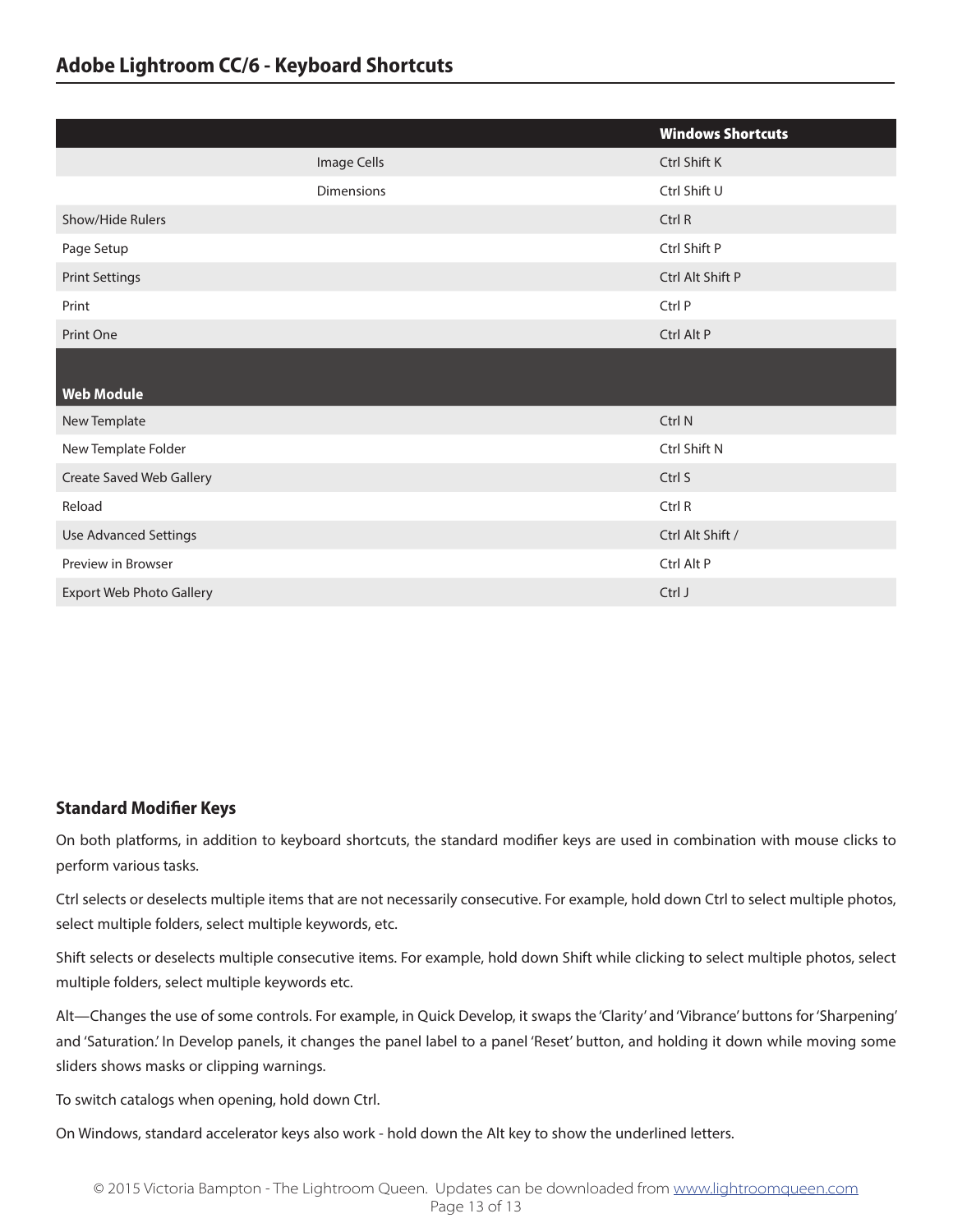| | | Windows Shortcuts |
| --- | --- | --- |
| | Image Cells | Ctrl Shift K |
| | Dimensions | Ctrl Shift U |
| Show/Hide Rulers | | Ctrl R |
| Page Setup | | Ctrl Shift P |
| Print Settings | | Ctrl Alt Shift P |
| Print | | Ctrl P |
| Print One | | Ctrl Alt P |
| **Web Module** | | |
| New Template | | Ctrl N |
| New Template Folder | | Ctrl Shift N |
| Create Saved Web Gallery | | Ctrl S |
| Reload | | Ctrl R |
| Use Advanced Settings | | Ctrl Alt Shift / |
| Preview in Browser | | Ctrl Alt P |
| Export Web Photo Gallery | | Ctrl J |

### Standard Modifier Keys

On both platforms, in addition to keyboard shortcuts, the standard modifier keys are used in combination with mouse clicks to perform various tasks.

Ctrl selects or deselects multiple items that are not necessarily consecutive. For example, hold down Ctrl to select multiple photos, select multiple folders, select multiple keywords, etc.

Shift selects or deselects multiple consecutive items. For example, hold down Shift while clicking to select multiple photos, select multiple folders, select multiple keywords etc.

Alt—Changes the use of some controls. For example, in Quick Develop, it swaps the 'Clarity' and 'Vibrance' buttons for 'Sharpening' and 'Saturation.' In Develop panels, it changes the panel label to a panel 'Reset' button, and holding it down while moving some sliders shows masks or clipping warnings.

To switch catalogs when opening, hold down Ctrl.

On Windows, standard accelerator keys also work - hold down the Alt key to show the underlined letters.

© 2015 Victoria Bampton - The Lightroom Queen. Updates can be downloaded from www.lightroomqueen.com